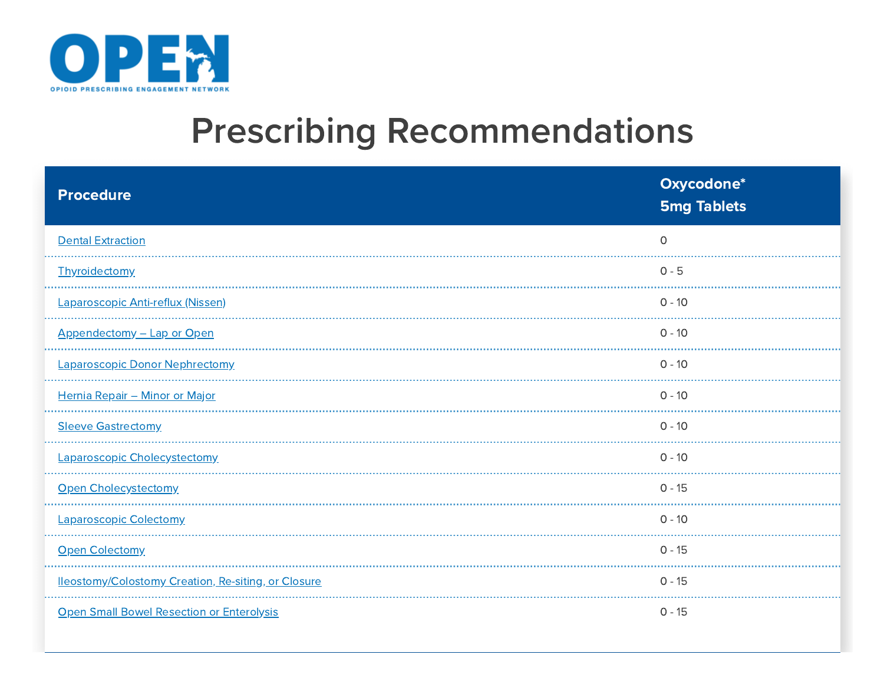OPEN

OPIOID PRESCRIBING ENGAGEMENT NETWORK

# Prescribing Recommendations

| Procedure | Oxycodone* 5mg Tablets |
| --- | --- |
| Dental Extraction | 0 |
| Thyroidectomy | 0 - 5 |
| Laparoscopic Anti-reflux (Nissen) | 0 - 10 |
| Appendectomy – Lap or Open | 0 - 10 |
| Laparoscopic Donor Nephrectomy | 0 - 10 |
| Hernia Repair – Minor or Major | 0 - 10 |
| Sleeve Gastrectomy | 0 - 10 |
| Laparoscopic Cholecystectomy | 0 - 10 |
| Open Cholecystectomy | 0 - 15 |
| Laparoscopic Colectomy | 0 - 10 |
| Open Colectomy | 0 - 15 |
| Ileostomy/Colostomy Creation, Re-siting, or Closure | 0 - 15 |
| Open Small Bowel Resection or Enterolysis | 0 - 15 |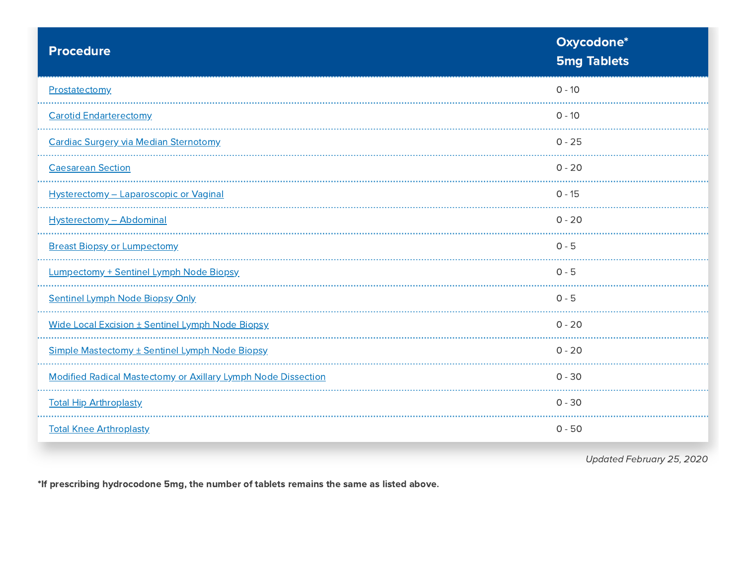| Procedure | Oxycodone* 5mg Tablets |
|---|---|
| Prostatectomy | 0 - 10 |
| Carotid Endarterectomy | 0 - 10 |
| Cardiac Surgery via Median Sternotomy | 0 - 25 |
| Caesarean Section | 0 - 20 |
| Hysterectomy – Laparoscopic or Vaginal | 0 - 15 |
| Hysterectomy – Abdominal | 0 - 20 |
| Breast Biopsy or Lumpectomy | 0 - 5 |
| Lumpectomy + Sentinel Lymph Node Biopsy | 0 - 5 |
| Sentinel Lymph Node Biopsy Only | 0 - 5 |
| Wide Local Excision ± Sentinel Lymph Node Biopsy | 0 - 20 |
| Simple Mastectomy ± Sentinel Lymph Node Biopsy | 0 - 20 |
| Modified Radical Mastectomy or Axillary Lymph Node Dissection | 0 - 30 |
| Total Hip Arthroplasty | 0 - 30 |
| Total Knee Arthroplasty | 0 - 50 |

*Updated February 25, 2020*

**\*If prescribing hydrocodone 5mg, the number of tablets remains the same as listed above.**